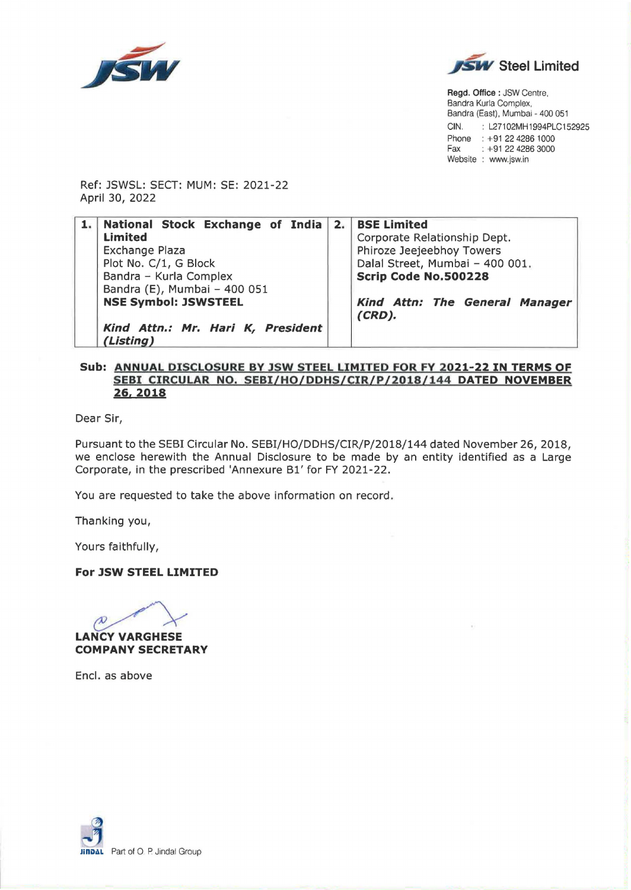**JSW Steel Limited**

**Regd. Office :** JSW Centre,
Bandra Kurla Complex,
Bandra (East), Mumbai - 400 051
CIN. : L27102MH1994PLC152925
Phone : +91 22 4286 1000
Fax : +91 22 4286 3000
Website : www.jsw.in

Ref: JSWSL: SECT: MUM: SE: 2021-22
April 30, 2022

| 1. | **National Stock Exchange of India Limited**<br>Exchange Plaza<br>Plot No. C/1, G Block<br>Bandra – Kurla Complex<br>Bandra (E), Mumbai – 400 051<br>**NSE Symbol: JSWSTEEL**<br><br>***Kind Attn.: Mr. Hari K, President (Listing)*** | 2. | **BSE Limited**<br>Corporate Relationship Dept.<br>Phiroze Jeejeebhoy Towers<br>Dalal Street, Mumbai – 400 001.<br>**Scrip Code No.500228**<br><br>***Kind Attn: The General Manager (CRD).*** |
|---|---|---|---|

**Sub: <u>ANNUAL DISCLOSURE BY JSW STEEL LIMITED FOR FY 2021-22 IN TERMS OF SEBI CIRCULAR NO. SEBI/HO/DDHS/CIR/P/2018/144 DATED NOVEMBER 26, 2018</u>**

Dear Sir,

Pursuant to the SEBI Circular No. SEBI/HO/DDHS/CIR/P/2018/144 dated November 26, 2018, we enclose herewith the Annual Disclosure to be made by an entity identified as a Large Corporate, in the prescribed 'Annexure B1' for FY 2021-22.

You are requested to take the above information on record.

Thanking you,

Yours faithfully,

**For JSW STEEL LIMITED**

**LANCY VARGHESE**
**COMPANY SECRETARY**

Encl. as above

JINDAL Part of O. P. Jindal Group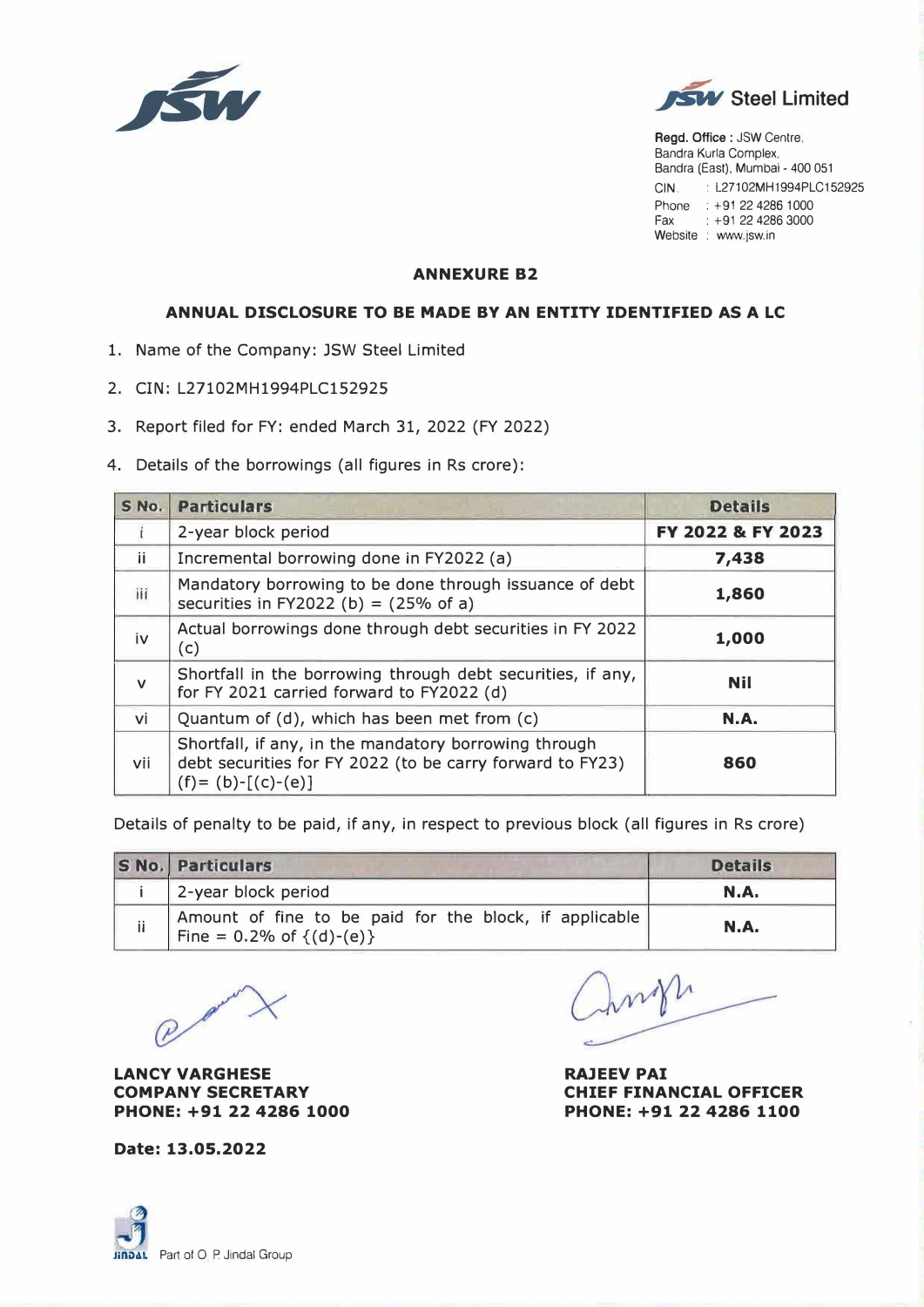JSW Steel Limited

Regd. Office : JSW Centre, Bandra Kurla Complex, Bandra (East), Mumbai - 400 051
CIN : L27102MH1994PLC152925
Phone : +91 22 4286 1000
Fax : +91 22 4286 3000
Website : www.jsw.in

## ANNEXURE B2

### ANNUAL DISCLOSURE TO BE MADE BY AN ENTITY IDENTIFIED AS A LC

1. Name of the Company: JSW Steel Limited
2. CIN: L27102MH1994PLC152925
3. Report filed for FY: ended March 31, 2022 (FY 2022)
4. Details of the borrowings (all figures in Rs crore):

| S No. | Particulars | Details |
|---|---|---|
| i | 2-year block period | **FY 2022 & FY 2023** |
| ii | Incremental borrowing done in FY2022 (a) | **7,438** |
| iii | Mandatory borrowing to be done through issuance of debt securities in FY2022 (b) = (25% of a) | **1,860** |
| iv | Actual borrowings done through debt securities in FY 2022 (c) | **1,000** |
| v | Shortfall in the borrowing through debt securities, if any, for FY 2021 carried forward to FY2022 (d) | **Nil** |
| vi | Quantum of (d), which has been met from (c) | **N.A.** |
| vii | Shortfall, if any, in the mandatory borrowing through debt securities for FY 2022 (to be carry forward to FY23) (f)= (b)-[(c)-(e)] | **860** |

Details of penalty to be paid, if any, in respect to previous block (all figures in Rs crore)

| S No. | Particulars | Details |
|---|---|---|
| i | 2-year block period | **N.A.** |
| ii | Amount of fine to be paid for the block, if applicable Fine = 0.2% of {(d)-(e)} | **N.A.** |

**LANCY VARGHESE**
**COMPANY SECRETARY**
**PHONE: +91 22 4286 1000**

**RAJEEV PAI**
**CHIEF FINANCIAL OFFICER**
**PHONE: +91 22 4286 1100**

**Date: 13.05.2022**

Part of O. P. Jindal Group